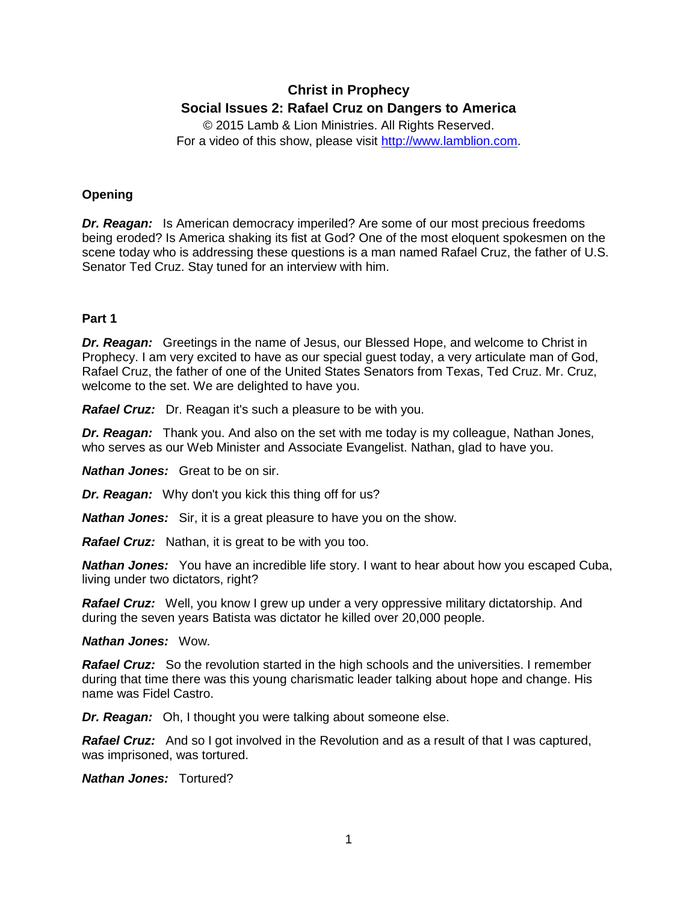**Christ in Prophecy**

**Social Issues 2: Rafael Cruz on Dangers to America**

© 2015 Lamb & Lion Ministries. All Rights Reserved.
For a video of this show, please visit http://www.lamblion.com.

## Opening

***Dr. Reagan:*** Is American democracy imperiled? Are some of our most precious freedoms being eroded? Is America shaking its fist at God? One of the most eloquent spokesmen on the scene today who is addressing these questions is a man named Rafael Cruz, the father of U.S. Senator Ted Cruz. Stay tuned for an interview with him.

## Part 1

***Dr. Reagan:*** Greetings in the name of Jesus, our Blessed Hope, and welcome to Christ in Prophecy. I am very excited to have as our special guest today, a very articulate man of God, Rafael Cruz, the father of one of the United States Senators from Texas, Ted Cruz. Mr. Cruz, welcome to the set. We are delighted to have you.

***Rafael Cruz:*** Dr. Reagan it's such a pleasure to be with you.

***Dr. Reagan:*** Thank you. And also on the set with me today is my colleague, Nathan Jones, who serves as our Web Minister and Associate Evangelist. Nathan, glad to have you.

***Nathan Jones:*** Great to be on sir.

***Dr. Reagan:*** Why don't you kick this thing off for us?

***Nathan Jones:*** Sir, it is a great pleasure to have you on the show.

***Rafael Cruz:*** Nathan, it is great to be with you too.

***Nathan Jones:*** You have an incredible life story. I want to hear about how you escaped Cuba, living under two dictators, right?

***Rafael Cruz:*** Well, you know I grew up under a very oppressive military dictatorship. And during the seven years Batista was dictator he killed over 20,000 people.

***Nathan Jones:*** Wow.

***Rafael Cruz:*** So the revolution started in the high schools and the universities. I remember during that time there was this young charismatic leader talking about hope and change. His name was Fidel Castro.

***Dr. Reagan:*** Oh, I thought you were talking about someone else.

***Rafael Cruz:*** And so I got involved in the Revolution and as a result of that I was captured, was imprisoned, was tortured.

***Nathan Jones:*** Tortured?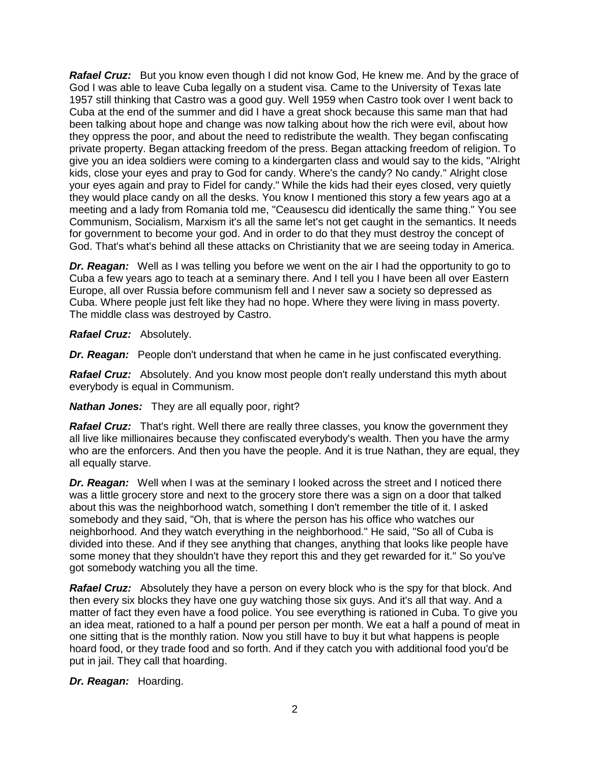***Rafael Cruz:*** But you know even though I did not know God, He knew me. And by the grace of God I was able to leave Cuba legally on a student visa. Came to the University of Texas late 1957 still thinking that Castro was a good guy. Well 1959 when Castro took over I went back to Cuba at the end of the summer and did I have a great shock because this same man that had been talking about hope and change was now talking about how the rich were evil, about how they oppress the poor, and about the need to redistribute the wealth. They began confiscating private property. Began attacking freedom of the press. Began attacking freedom of religion. To give you an idea soldiers were coming to a kindergarten class and would say to the kids, "Alright kids, close your eyes and pray to God for candy. Where's the candy? No candy." Alright close your eyes again and pray to Fidel for candy." While the kids had their eyes closed, very quietly they would place candy on all the desks. You know I mentioned this story a few years ago at a meeting and a lady from Romania told me, "Ceausescu did identically the same thing." You see Communism, Socialism, Marxism it's all the same let's not get caught in the semantics. It needs for government to become your god. And in order to do that they must destroy the concept of God. That's what's behind all these attacks on Christianity that we are seeing today in America.

***Dr. Reagan:*** Well as I was telling you before we went on the air I had the opportunity to go to Cuba a few years ago to teach at a seminary there. And I tell you I have been all over Eastern Europe, all over Russia before communism fell and I never saw a society so depressed as Cuba. Where people just felt like they had no hope. Where they were living in mass poverty. The middle class was destroyed by Castro.

***Rafael Cruz:*** Absolutely.

***Dr. Reagan:*** People don't understand that when he came in he just confiscated everything.

***Rafael Cruz:*** Absolutely. And you know most people don't really understand this myth about everybody is equal in Communism.

***Nathan Jones:*** They are all equally poor, right?

***Rafael Cruz:*** That's right. Well there are really three classes, you know the government they all live like millionaires because they confiscated everybody's wealth. Then you have the army who are the enforcers. And then you have the people. And it is true Nathan, they are equal, they all equally starve.

***Dr. Reagan:*** Well when I was at the seminary I looked across the street and I noticed there was a little grocery store and next to the grocery store there was a sign on a door that talked about this was the neighborhood watch, something I don't remember the title of it. I asked somebody and they said, "Oh, that is where the person has his office who watches our neighborhood. And they watch everything in the neighborhood." He said, "So all of Cuba is divided into these. And if they see anything that changes, anything that looks like people have some money that they shouldn't have they report this and they get rewarded for it." So you've got somebody watching you all the time.

***Rafael Cruz:*** Absolutely they have a person on every block who is the spy for that block. And then every six blocks they have one guy watching those six guys. And it's all that way. And a matter of fact they even have a food police. You see everything is rationed in Cuba. To give you an idea meat, rationed to a half a pound per person per month. We eat a half a pound of meat in one sitting that is the monthly ration. Now you still have to buy it but what happens is people hoard food, or they trade food and so forth. And if they catch you with additional food you'd be put in jail. They call that hoarding.

***Dr. Reagan:*** Hoarding.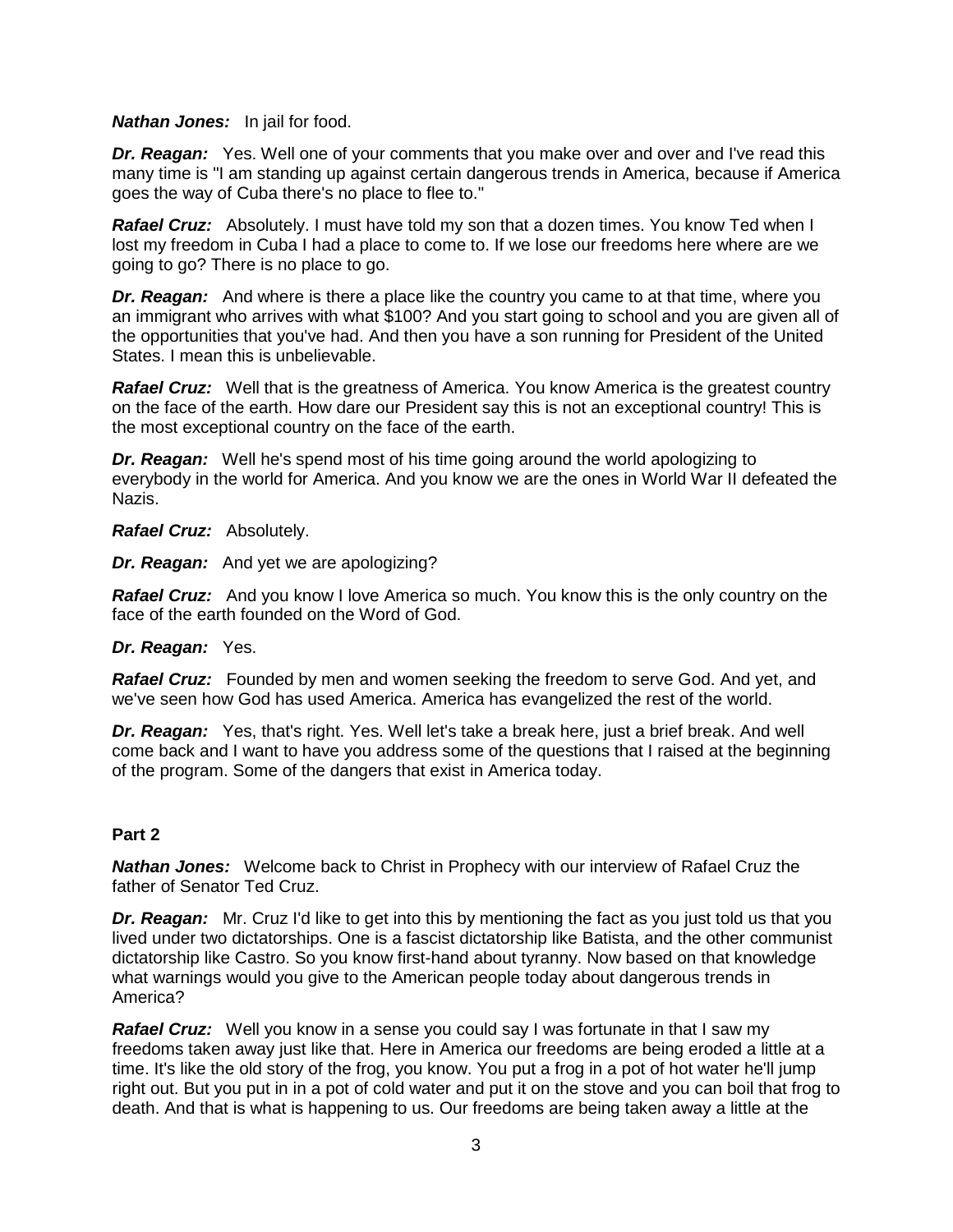***Nathan Jones:*** In jail for food.

***Dr. Reagan:*** Yes. Well one of your comments that you make over and over and I've read this many time is "I am standing up against certain dangerous trends in America, because if America goes the way of Cuba there's no place to flee to."

***Rafael Cruz:*** Absolutely. I must have told my son that a dozen times. You know Ted when I lost my freedom in Cuba I had a place to come to. If we lose our freedoms here where are we going to go? There is no place to go.

***Dr. Reagan:*** And where is there a place like the country you came to at that time, where you an immigrant who arrives with what $100? And you start going to school and you are given all of the opportunities that you've had. And then you have a son running for President of the United States. I mean this is unbelievable.

***Rafael Cruz:*** Well that is the greatness of America. You know America is the greatest country on the face of the earth. How dare our President say this is not an exceptional country! This is the most exceptional country on the face of the earth.

***Dr. Reagan:*** Well he's spend most of his time going around the world apologizing to everybody in the world for America. And you know we are the ones in World War II defeated the Nazis.

***Rafael Cruz:*** Absolutely.

***Dr. Reagan:*** And yet we are apologizing?

***Rafael Cruz:*** And you know I love America so much. You know this is the only country on the face of the earth founded on the Word of God.

***Dr. Reagan:*** Yes.

***Rafael Cruz:*** Founded by men and women seeking the freedom to serve God. And yet, and we've seen how God has used America. America has evangelized the rest of the world.

***Dr. Reagan:*** Yes, that's right. Yes. Well let's take a break here, just a brief break. And well come back and I want to have you address some of the questions that I raised at the beginning of the program. Some of the dangers that exist in America today.

**Part 2**

***Nathan Jones:*** Welcome back to Christ in Prophecy with our interview of Rafael Cruz the father of Senator Ted Cruz.

***Dr. Reagan:*** Mr. Cruz I'd like to get into this by mentioning the fact as you just told us that you lived under two dictatorships. One is a fascist dictatorship like Batista, and the other communist dictatorship like Castro. So you know first-hand about tyranny. Now based on that knowledge what warnings would you give to the American people today about dangerous trends in America?

***Rafael Cruz:*** Well you know in a sense you could say I was fortunate in that I saw my freedoms taken away just like that. Here in America our freedoms are being eroded a little at a time. It's like the old story of the frog, you know. You put a frog in a pot of hot water he'll jump right out. But you put in in a pot of cold water and put it on the stove and you can boil that frog to death. And that is what is happening to us. Our freedoms are being taken away a little at the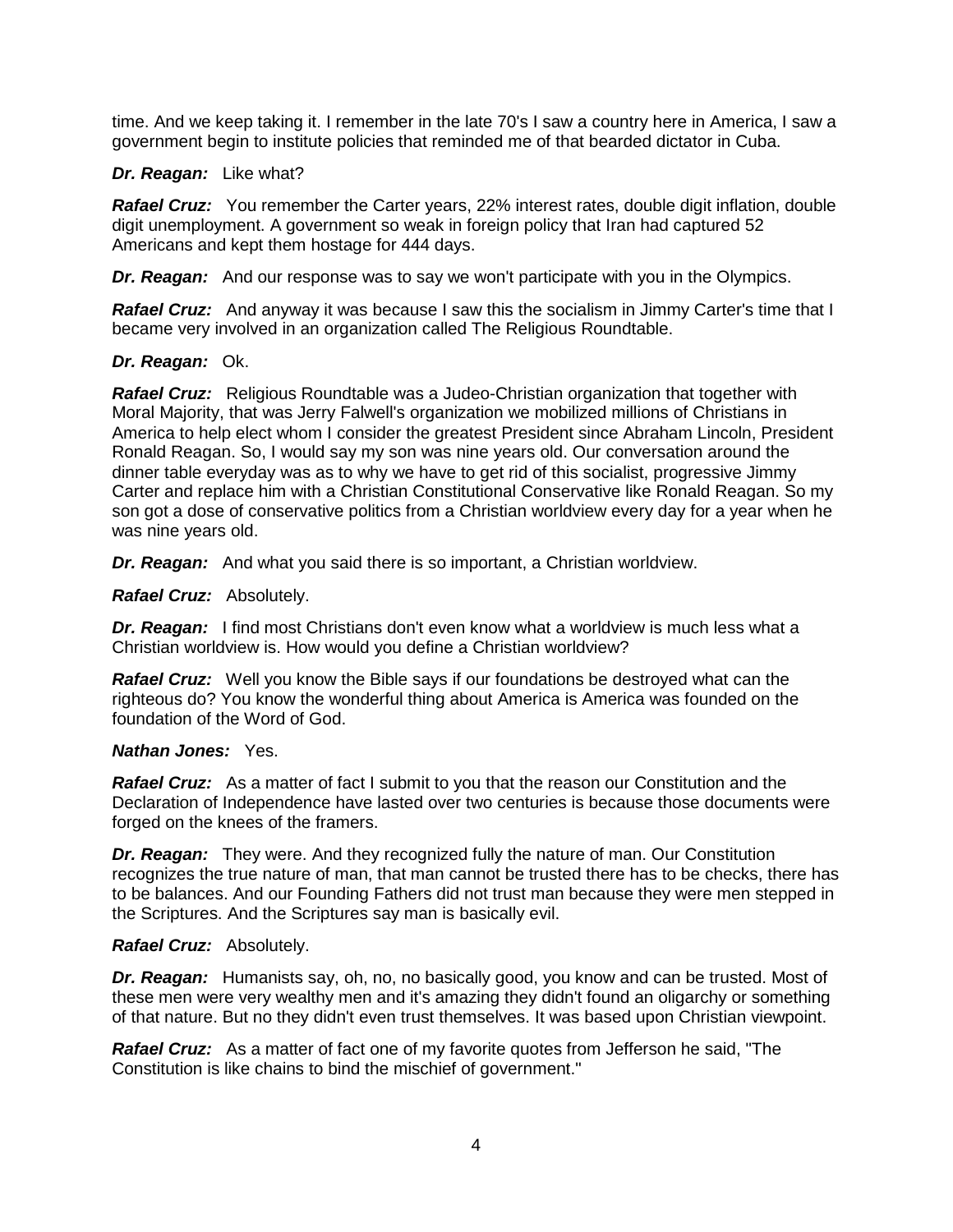time. And we keep taking it. I remember in the late 70's I saw a country here in America, I saw a government begin to institute policies that reminded me of that bearded dictator in Cuba.

***Dr. Reagan:*** Like what?

***Rafael Cruz:*** You remember the Carter years, 22% interest rates, double digit inflation, double digit unemployment. A government so weak in foreign policy that Iran had captured 52 Americans and kept them hostage for 444 days.

***Dr. Reagan:*** And our response was to say we won't participate with you in the Olympics.

***Rafael Cruz:*** And anyway it was because I saw this the socialism in Jimmy Carter's time that I became very involved in an organization called The Religious Roundtable.

***Dr. Reagan:*** Ok.

***Rafael Cruz:*** Religious Roundtable was a Judeo-Christian organization that together with Moral Majority, that was Jerry Falwell's organization we mobilized millions of Christians in America to help elect whom I consider the greatest President since Abraham Lincoln, President Ronald Reagan. So, I would say my son was nine years old. Our conversation around the dinner table everyday was as to why we have to get rid of this socialist, progressive Jimmy Carter and replace him with a Christian Constitutional Conservative like Ronald Reagan. So my son got a dose of conservative politics from a Christian worldview every day for a year when he was nine years old.

***Dr. Reagan:*** And what you said there is so important, a Christian worldview.

***Rafael Cruz:*** Absolutely.

***Dr. Reagan:*** I find most Christians don't even know what a worldview is much less what a Christian worldview is. How would you define a Christian worldview?

***Rafael Cruz:*** Well you know the Bible says if our foundations be destroyed what can the righteous do? You know the wonderful thing about America is America was founded on the foundation of the Word of God.

***Nathan Jones:*** Yes.

***Rafael Cruz:*** As a matter of fact I submit to you that the reason our Constitution and the Declaration of Independence have lasted over two centuries is because those documents were forged on the knees of the framers.

***Dr. Reagan:*** They were. And they recognized fully the nature of man. Our Constitution recognizes the true nature of man, that man cannot be trusted there has to be checks, there has to be balances. And our Founding Fathers did not trust man because they were men stepped in the Scriptures. And the Scriptures say man is basically evil.

***Rafael Cruz:*** Absolutely.

***Dr. Reagan:*** Humanists say, oh, no, no basically good, you know and can be trusted. Most of these men were very wealthy men and it's amazing they didn't found an oligarchy or something of that nature. But no they didn't even trust themselves. It was based upon Christian viewpoint.

***Rafael Cruz:*** As a matter of fact one of my favorite quotes from Jefferson he said, "The Constitution is like chains to bind the mischief of government."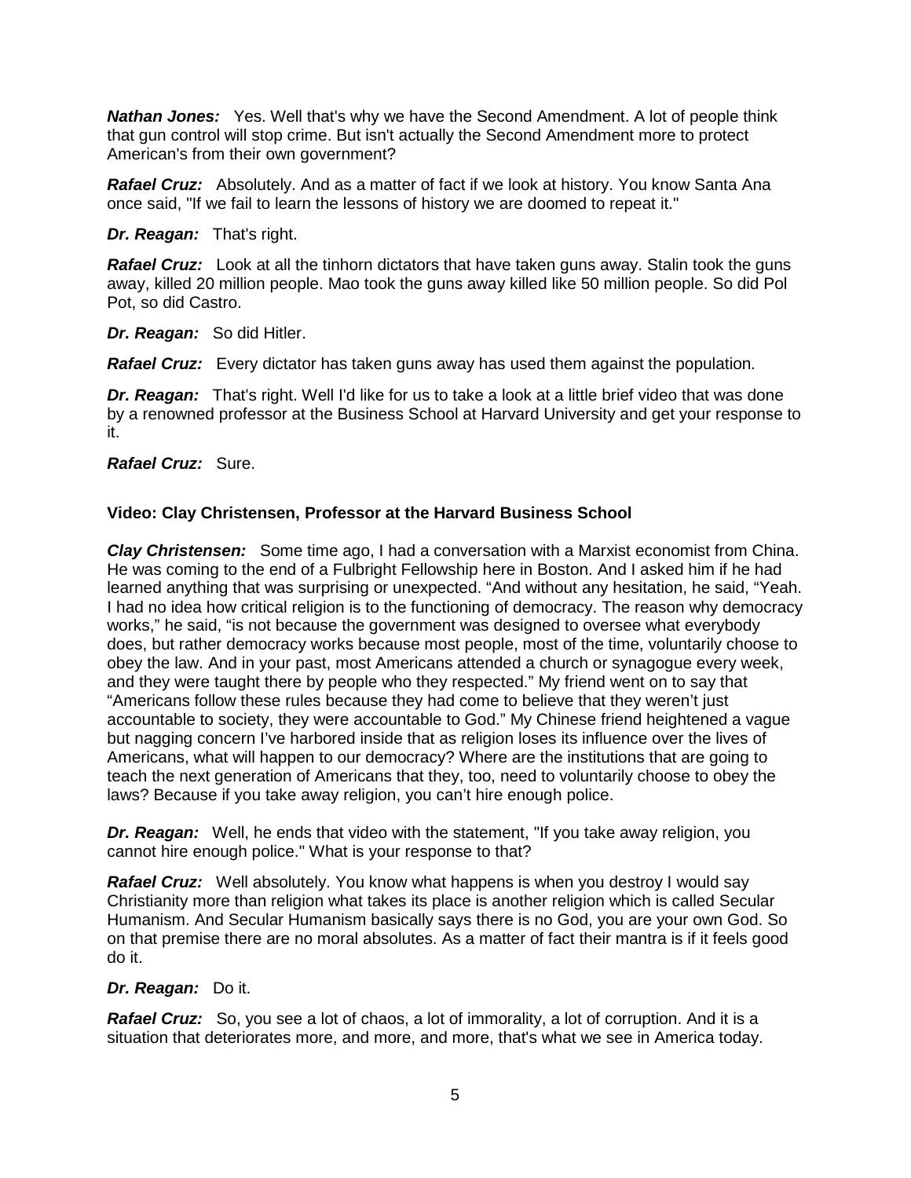***Nathan Jones:*** Yes. Well that's why we have the Second Amendment. A lot of people think that gun control will stop crime. But isn't actually the Second Amendment more to protect American's from their own government?

***Rafael Cruz:*** Absolutely. And as a matter of fact if we look at history. You know Santa Ana once said, "If we fail to learn the lessons of history we are doomed to repeat it."

***Dr. Reagan:*** That's right.

***Rafael Cruz:*** Look at all the tinhorn dictators that have taken guns away. Stalin took the guns away, killed 20 million people. Mao took the guns away killed like 50 million people. So did Pol Pot, so did Castro.

***Dr. Reagan:*** So did Hitler.

***Rafael Cruz:*** Every dictator has taken guns away has used them against the population.

***Dr. Reagan:*** That's right. Well I'd like for us to take a look at a little brief video that was done by a renowned professor at the Business School at Harvard University and get your response to it.

***Rafael Cruz:*** Sure.

**Video: Clay Christensen, Professor at the Harvard Business School**

***Clay Christensen:*** Some time ago, I had a conversation with a Marxist economist from China. He was coming to the end of a Fulbright Fellowship here in Boston. And I asked him if he had learned anything that was surprising or unexpected. "And without any hesitation, he said, "Yeah. I had no idea how critical religion is to the functioning of democracy. The reason why democracy works," he said, "is not because the government was designed to oversee what everybody does, but rather democracy works because most people, most of the time, voluntarily choose to obey the law. And in your past, most Americans attended a church or synagogue every week, and they were taught there by people who they respected." My friend went on to say that "Americans follow these rules because they had come to believe that they weren't just accountable to society, they were accountable to God." My Chinese friend heightened a vague but nagging concern I've harbored inside that as religion loses its influence over the lives of Americans, what will happen to our democracy? Where are the institutions that are going to teach the next generation of Americans that they, too, need to voluntarily choose to obey the laws? Because if you take away religion, you can't hire enough police.

***Dr. Reagan:*** Well, he ends that video with the statement, "If you take away religion, you cannot hire enough police." What is your response to that?

***Rafael Cruz:*** Well absolutely. You know what happens is when you destroy I would say Christianity more than religion what takes its place is another religion which is called Secular Humanism. And Secular Humanism basically says there is no God, you are your own God. So on that premise there are no moral absolutes. As a matter of fact their mantra is if it feels good do it.

***Dr. Reagan:*** Do it.

***Rafael Cruz:*** So, you see a lot of chaos, a lot of immorality, a lot of corruption. And it is a situation that deteriorates more, and more, and more, that's what we see in America today.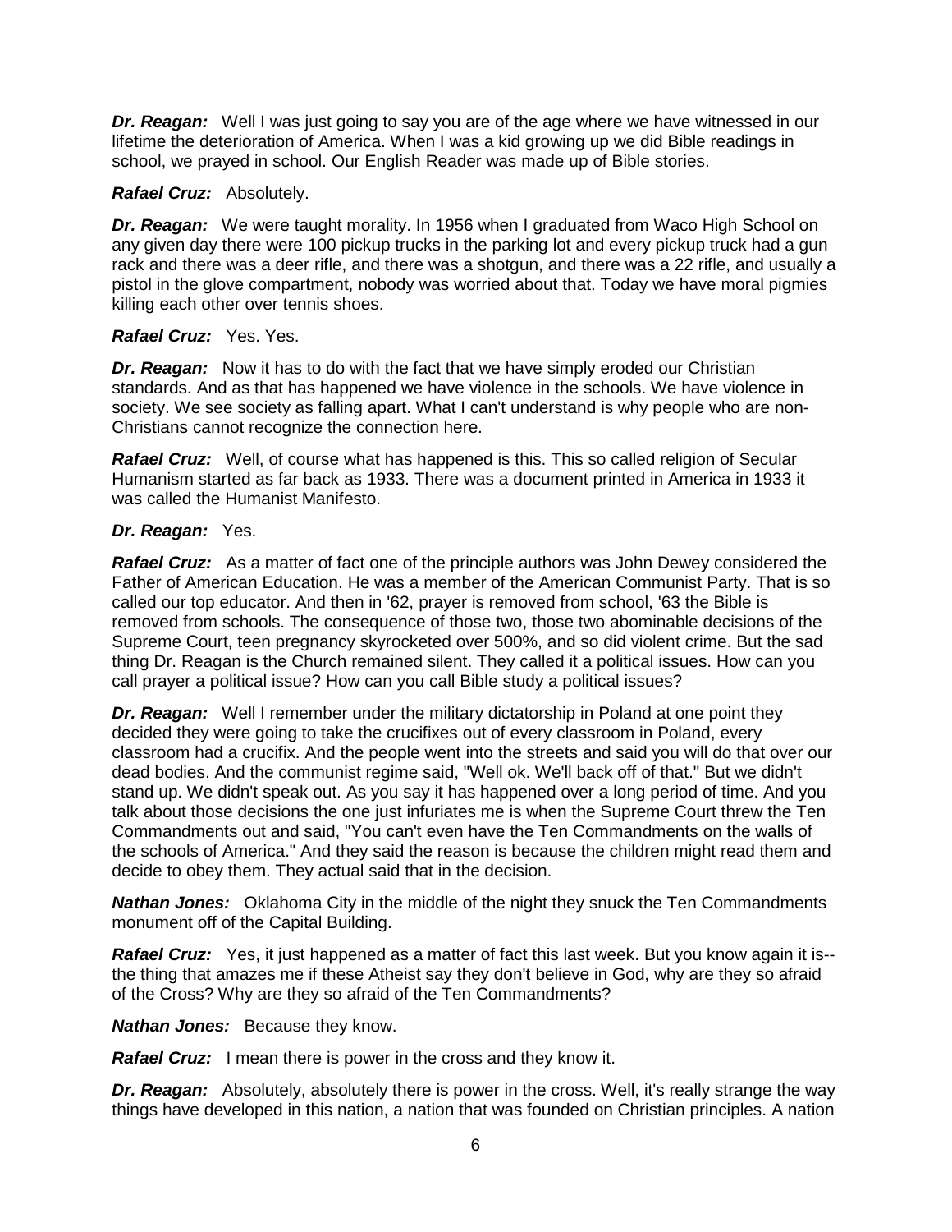***Dr. Reagan:*** Well I was just going to say you are of the age where we have witnessed in our lifetime the deterioration of America. When I was a kid growing up we did Bible readings in school, we prayed in school. Our English Reader was made up of Bible stories.

***Rafael Cruz:*** Absolutely.

***Dr. Reagan:*** We were taught morality. In 1956 when I graduated from Waco High School on any given day there were 100 pickup trucks in the parking lot and every pickup truck had a gun rack and there was a deer rifle, and there was a shotgun, and there was a 22 rifle, and usually a pistol in the glove compartment, nobody was worried about that. Today we have moral pigmies killing each other over tennis shoes.

***Rafael Cruz:*** Yes. Yes.

***Dr. Reagan:*** Now it has to do with the fact that we have simply eroded our Christian standards. And as that has happened we have violence in the schools. We have violence in society. We see society as falling apart. What I can't understand is why people who are non-Christians cannot recognize the connection here.

***Rafael Cruz:*** Well, of course what has happened is this. This so called religion of Secular Humanism started as far back as 1933. There was a document printed in America in 1933 it was called the Humanist Manifesto.

***Dr. Reagan:*** Yes.

***Rafael Cruz:*** As a matter of fact one of the principle authors was John Dewey considered the Father of American Education. He was a member of the American Communist Party. That is so called our top educator. And then in '62, prayer is removed from school, '63 the Bible is removed from schools. The consequence of those two, those two abominable decisions of the Supreme Court, teen pregnancy skyrocketed over 500%, and so did violent crime. But the sad thing Dr. Reagan is the Church remained silent. They called it a political issues. How can you call prayer a political issue? How can you call Bible study a political issues?

***Dr. Reagan:*** Well I remember under the military dictatorship in Poland at one point they decided they were going to take the crucifixes out of every classroom in Poland, every classroom had a crucifix. And the people went into the streets and said you will do that over our dead bodies. And the communist regime said, "Well ok. We'll back off of that." But we didn't stand up. We didn't speak out. As you say it has happened over a long period of time. And you talk about those decisions the one just infuriates me is when the Supreme Court threw the Ten Commandments out and said, "You can't even have the Ten Commandments on the walls of the schools of America." And they said the reason is because the children might read them and decide to obey them. They actual said that in the decision.

***Nathan Jones:*** Oklahoma City in the middle of the night they snuck the Ten Commandments monument off of the Capital Building.

***Rafael Cruz:*** Yes, it just happened as a matter of fact this last week. But you know again it is--the thing that amazes me if these Atheist say they don't believe in God, why are they so afraid of the Cross? Why are they so afraid of the Ten Commandments?

***Nathan Jones:*** Because they know.

***Rafael Cruz:*** I mean there is power in the cross and they know it.

***Dr. Reagan:*** Absolutely, absolutely there is power in the cross. Well, it's really strange the way things have developed in this nation, a nation that was founded on Christian principles. A nation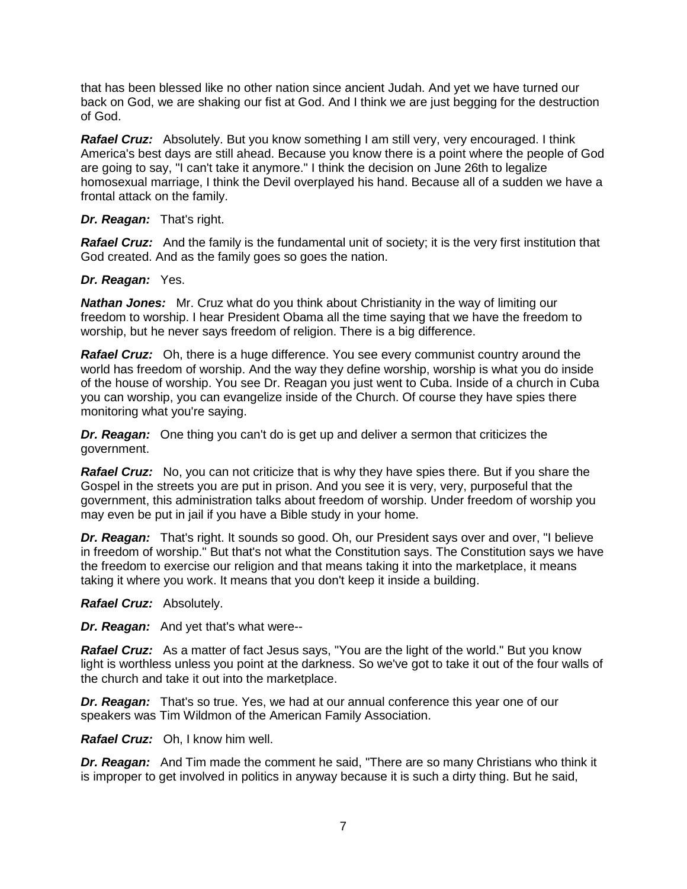that has been blessed like no other nation since ancient Judah. And yet we have turned our back on God, we are shaking our fist at God. And I think we are just begging for the destruction of God.

***Rafael Cruz:*** Absolutely. But you know something I am still very, very encouraged. I think America's best days are still ahead. Because you know there is a point where the people of God are going to say, "I can't take it anymore." I think the decision on June 26th to legalize homosexual marriage, I think the Devil overplayed his hand. Because all of a sudden we have a frontal attack on the family.

***Dr. Reagan:*** That's right.

***Rafael Cruz:*** And the family is the fundamental unit of society; it is the very first institution that God created. And as the family goes so goes the nation.

***Dr. Reagan:*** Yes.

***Nathan Jones:*** Mr. Cruz what do you think about Christianity in the way of limiting our freedom to worship. I hear President Obama all the time saying that we have the freedom to worship, but he never says freedom of religion. There is a big difference.

***Rafael Cruz:*** Oh, there is a huge difference. You see every communist country around the world has freedom of worship. And the way they define worship, worship is what you do inside of the house of worship. You see Dr. Reagan you just went to Cuba. Inside of a church in Cuba you can worship, you can evangelize inside of the Church. Of course they have spies there monitoring what you're saying.

***Dr. Reagan:*** One thing you can't do is get up and deliver a sermon that criticizes the government.

***Rafael Cruz:*** No, you can not criticize that is why they have spies there. But if you share the Gospel in the streets you are put in prison. And you see it is very, very, purposeful that the government, this administration talks about freedom of worship. Under freedom of worship you may even be put in jail if you have a Bible study in your home.

***Dr. Reagan:*** That's right. It sounds so good. Oh, our President says over and over, "I believe in freedom of worship." But that's not what the Constitution says. The Constitution says we have the freedom to exercise our religion and that means taking it into the marketplace, it means taking it where you work. It means that you don't keep it inside a building.

***Rafael Cruz:*** Absolutely.

***Dr. Reagan:*** And yet that's what were--

***Rafael Cruz:*** As a matter of fact Jesus says, "You are the light of the world." But you know light is worthless unless you point at the darkness. So we've got to take it out of the four walls of the church and take it out into the marketplace.

***Dr. Reagan:*** That's so true. Yes, we had at our annual conference this year one of our speakers was Tim Wildmon of the American Family Association.

***Rafael Cruz:*** Oh, I know him well.

***Dr. Reagan:*** And Tim made the comment he said, "There are so many Christians who think it is improper to get involved in politics in anyway because it is such a dirty thing. But he said,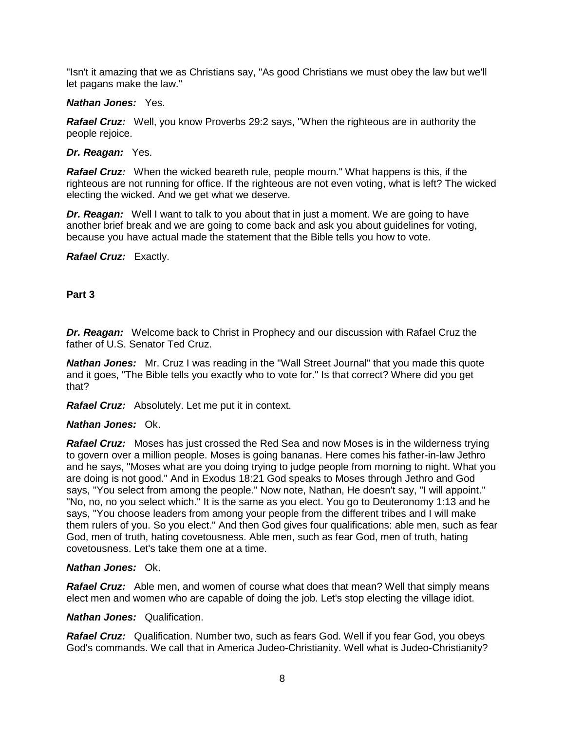"Isn't it amazing that we as Christians say, "As good Christians we must obey the law but we'll let pagans make the law."

***Nathan Jones:*** Yes.

***Rafael Cruz:*** Well, you know Proverbs 29:2 says, "When the righteous are in authority the people rejoice.

***Dr. Reagan:*** Yes.

***Rafael Cruz:*** When the wicked beareth rule, people mourn." What happens is this, if the righteous are not running for office. If the righteous are not even voting, what is left? The wicked electing the wicked. And we get what we deserve.

***Dr. Reagan:*** Well I want to talk to you about that in just a moment. We are going to have another brief break and we are going to come back and ask you about guidelines for voting, because you have actual made the statement that the Bible tells you how to vote.

***Rafael Cruz:*** Exactly.

**Part 3**

***Dr. Reagan:*** Welcome back to Christ in Prophecy and our discussion with Rafael Cruz the father of U.S. Senator Ted Cruz.

***Nathan Jones:*** Mr. Cruz I was reading in the "Wall Street Journal" that you made this quote and it goes, "The Bible tells you exactly who to vote for." Is that correct? Where did you get that?

***Rafael Cruz:*** Absolutely. Let me put it in context.

***Nathan Jones:*** Ok.

***Rafael Cruz:*** Moses has just crossed the Red Sea and now Moses is in the wilderness trying to govern over a million people. Moses is going bananas. Here comes his father-in-law Jethro and he says, "Moses what are you doing trying to judge people from morning to night. What you are doing is not good." And in Exodus 18:21 God speaks to Moses through Jethro and God says, "You select from among the people." Now note, Nathan, He doesn't say, "I will appoint." "No, no, no you select which." It is the same as you elect. You go to Deuteronomy 1:13 and he says, "You choose leaders from among your people from the different tribes and I will make them rulers of you. So you elect." And then God gives four qualifications: able men, such as fear God, men of truth, hating covetousness. Able men, such as fear God, men of truth, hating covetousness. Let's take them one at a time.

***Nathan Jones:*** Ok.

***Rafael Cruz:*** Able men, and women of course what does that mean? Well that simply means elect men and women who are capable of doing the job. Let's stop electing the village idiot.

***Nathan Jones:*** Qualification.

***Rafael Cruz:*** Qualification. Number two, such as fears God. Well if you fear God, you obeys God's commands. We call that in America Judeo-Christianity. Well what is Judeo-Christianity?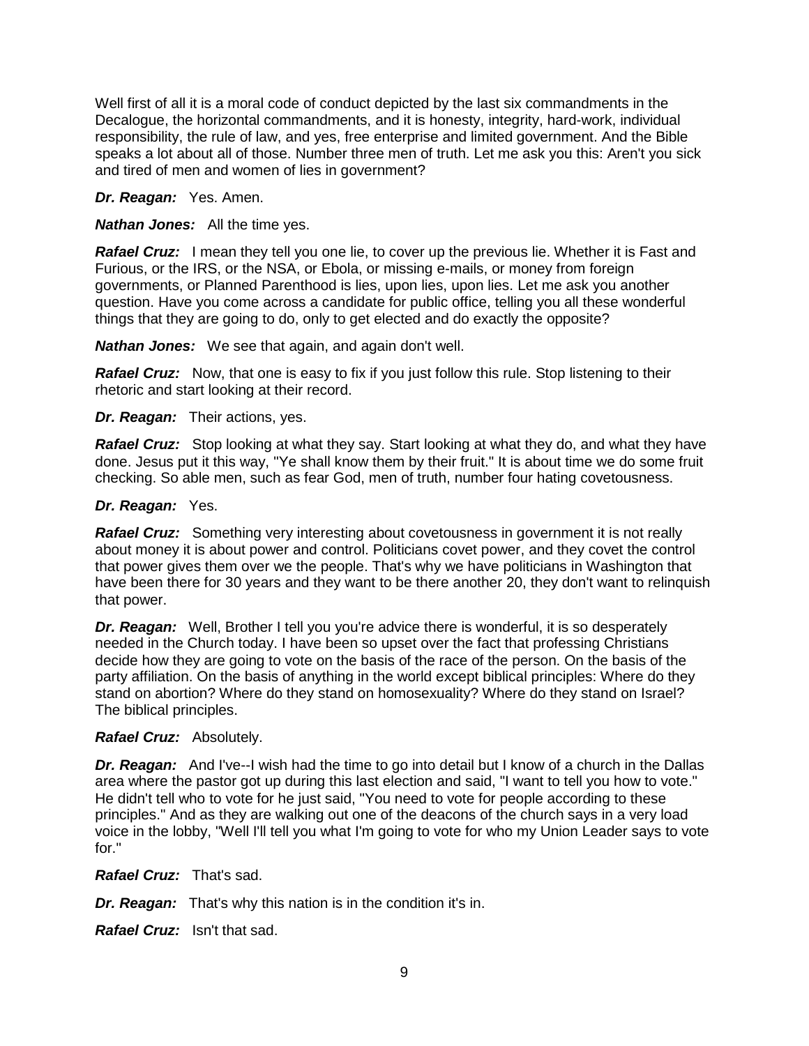Well first of all it is a moral code of conduct depicted by the last six commandments in the Decalogue, the horizontal commandments, and it is honesty, integrity, hard-work, individual responsibility, the rule of law, and yes, free enterprise and limited government. And the Bible speaks a lot about all of those. Number three men of truth. Let me ask you this: Aren't you sick and tired of men and women of lies in government?

***Dr. Reagan:*** Yes. Amen.

***Nathan Jones:*** All the time yes.

***Rafael Cruz:*** I mean they tell you one lie, to cover up the previous lie. Whether it is Fast and Furious, or the IRS, or the NSA, or Ebola, or missing e-mails, or money from foreign governments, or Planned Parenthood is lies, upon lies, upon lies. Let me ask you another question. Have you come across a candidate for public office, telling you all these wonderful things that they are going to do, only to get elected and do exactly the opposite?

***Nathan Jones:*** We see that again, and again don't well.

***Rafael Cruz:*** Now, that one is easy to fix if you just follow this rule. Stop listening to their rhetoric and start looking at their record.

***Dr. Reagan:*** Their actions, yes.

***Rafael Cruz:*** Stop looking at what they say. Start looking at what they do, and what they have done. Jesus put it this way, "Ye shall know them by their fruit." It is about time we do some fruit checking. So able men, such as fear God, men of truth, number four hating covetousness.

***Dr. Reagan:*** Yes.

***Rafael Cruz:*** Something very interesting about covetousness in government it is not really about money it is about power and control. Politicians covet power, and they covet the control that power gives them over we the people. That's why we have politicians in Washington that have been there for 30 years and they want to be there another 20, they don't want to relinquish that power.

***Dr. Reagan:*** Well, Brother I tell you you're advice there is wonderful, it is so desperately needed in the Church today. I have been so upset over the fact that professing Christians decide how they are going to vote on the basis of the race of the person. On the basis of the party affiliation. On the basis of anything in the world except biblical principles: Where do they stand on abortion? Where do they stand on homosexuality? Where do they stand on Israel? The biblical principles.

***Rafael Cruz:*** Absolutely.

***Dr. Reagan:*** And I've--I wish had the time to go into detail but I know of a church in the Dallas area where the pastor got up during this last election and said, "I want to tell you how to vote." He didn't tell who to vote for he just said, "You need to vote for people according to these principles." And as they are walking out one of the deacons of the church says in a very load voice in the lobby, "Well I'll tell you what I'm going to vote for who my Union Leader says to vote for."

***Rafael Cruz:*** That's sad.

***Dr. Reagan:*** That's why this nation is in the condition it's in.

***Rafael Cruz:*** Isn't that sad.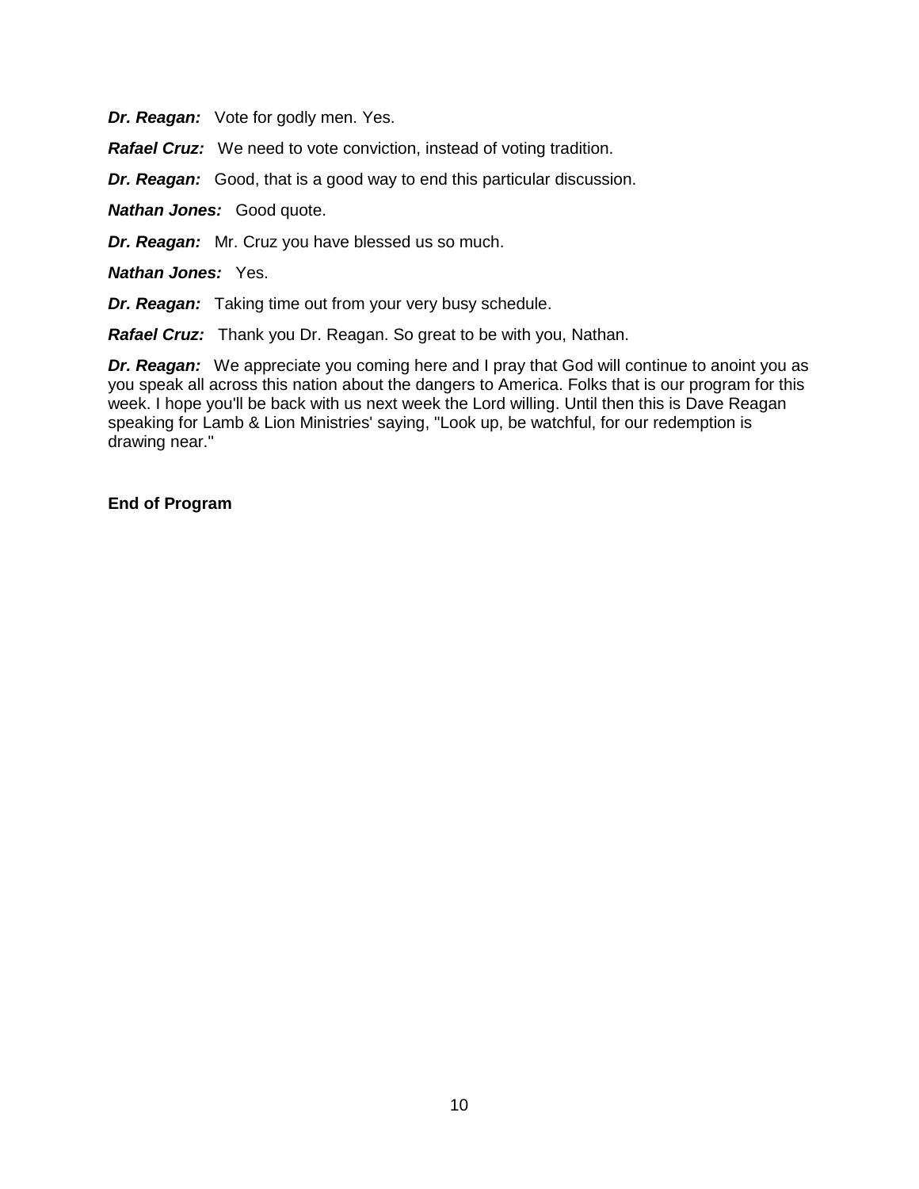***Dr. Reagan:*** Vote for godly men. Yes.

***Rafael Cruz:*** We need to vote conviction, instead of voting tradition.

***Dr. Reagan:*** Good, that is a good way to end this particular discussion.

***Nathan Jones:*** Good quote.

***Dr. Reagan:*** Mr. Cruz you have blessed us so much.

***Nathan Jones:*** Yes.

***Dr. Reagan:*** Taking time out from your very busy schedule.

***Rafael Cruz:*** Thank you Dr. Reagan. So great to be with you, Nathan.

***Dr. Reagan:*** We appreciate you coming here and I pray that God will continue to anoint you as you speak all across this nation about the dangers to America. Folks that is our program for this week. I hope you'll be back with us next week the Lord willing. Until then this is Dave Reagan speaking for Lamb & Lion Ministries' saying, "Look up, be watchful, for our redemption is drawing near."

**End of Program**